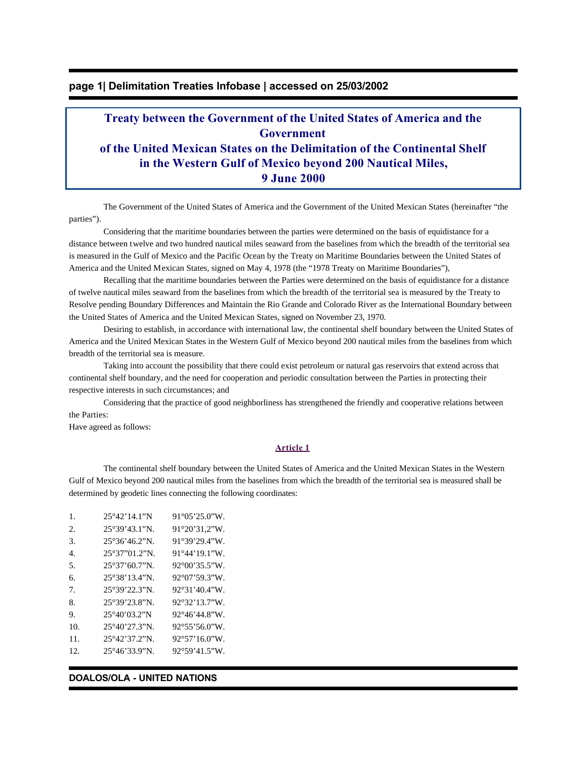# Treaty between the Government of the United States of America and the Government of the United Mexican States on the Delimitation of the Continental Shelf in the Western Gulf of Mexico beyond 200 Nautical Miles, 9 June 2000

The Government of the United States of America and the Government of the United Mexican States (hereinafter "the parties").

Considering that the maritime boundaries between the parties were determined on the basis of equidistance for a distance between twelve and two hundred nautical miles seaward from the baselines from which the breadth of the territorial sea is measured in the Gulf of Mexico and the Pacific Ocean by the Treaty on Maritime Boundaries between the United States of America and the United Mexican States, signed on May 4, 1978 (the "1978 Treaty on Maritime Boundaries"),

Recalling that the maritime boundaries between the Parties were determined on the basis of equidistance for a distance of twelve nautical miles seaward from the baselines from which the breadth of the territorial sea is measured by the Treaty to Resolve pending Boundary Differences and Maintain the Rio Grande and Colorado River as the International Boundary between the United States of America and the United Mexican States, signed on November 23, 1970.

Desiring to establish, in accordance with international law, the continental shelf boundary between the United States of America and the United Mexican States in the Western Gulf of Mexico beyond 200 nautical miles from the baselines from which breadth of the territorial sea is measure.

Taking into account the possibility that there could exist petroleum or natural gas reservoirs that extend across that continental shelf boundary, and the need for cooperation and periodic consultation between the Parties in protecting their respective interests in such circumstances; and

Considering that the practice of good neighborliness has strengthened the friendly and cooperative relations between the Parties:

Have agreed as follows:

## Article 1

The continental shelf boundary between the United States of America and the United Mexican States in the Western Gulf of Mexico beyond 200 nautical miles from the baselines from which the breadth of the territorial sea is measured shall be determined by geodetic lines connecting the following coordinates:

| | | |
|---|---|---|
| 1. | 25°42'14.1"N | 91°05'25.0"W. |
| 2. | 25°39'43.1"N. | 91°20'31,2"W. |
| 3. | 25°36'46.2"N. | 91°39'29.4"W. |
| 4. | 25°37"01.2"N. | 91°44'19.1"W. |
| 5. | 25°37'60.7"N. | 92°00'35.5"W. |
| 6. | 25°38'13.4"N. | 92°07'59.3"W. |
| 7. | 25°39'22.3"N. | 92°31'40.4"W. |
| 8. | 25°39'23.8"N. | 92°32'13.7"W. |
| 9. | 25°40'03.2"N | 92°46'44.8"W. |
| 10. | 25°40'27.3"N. | 92°55'56.0"W. |
| 11. | 25°42'37.2"N. | 92°57'16.0"W. |
| 12. | 25°46'33.9"N. | 92°59'41.5"W. |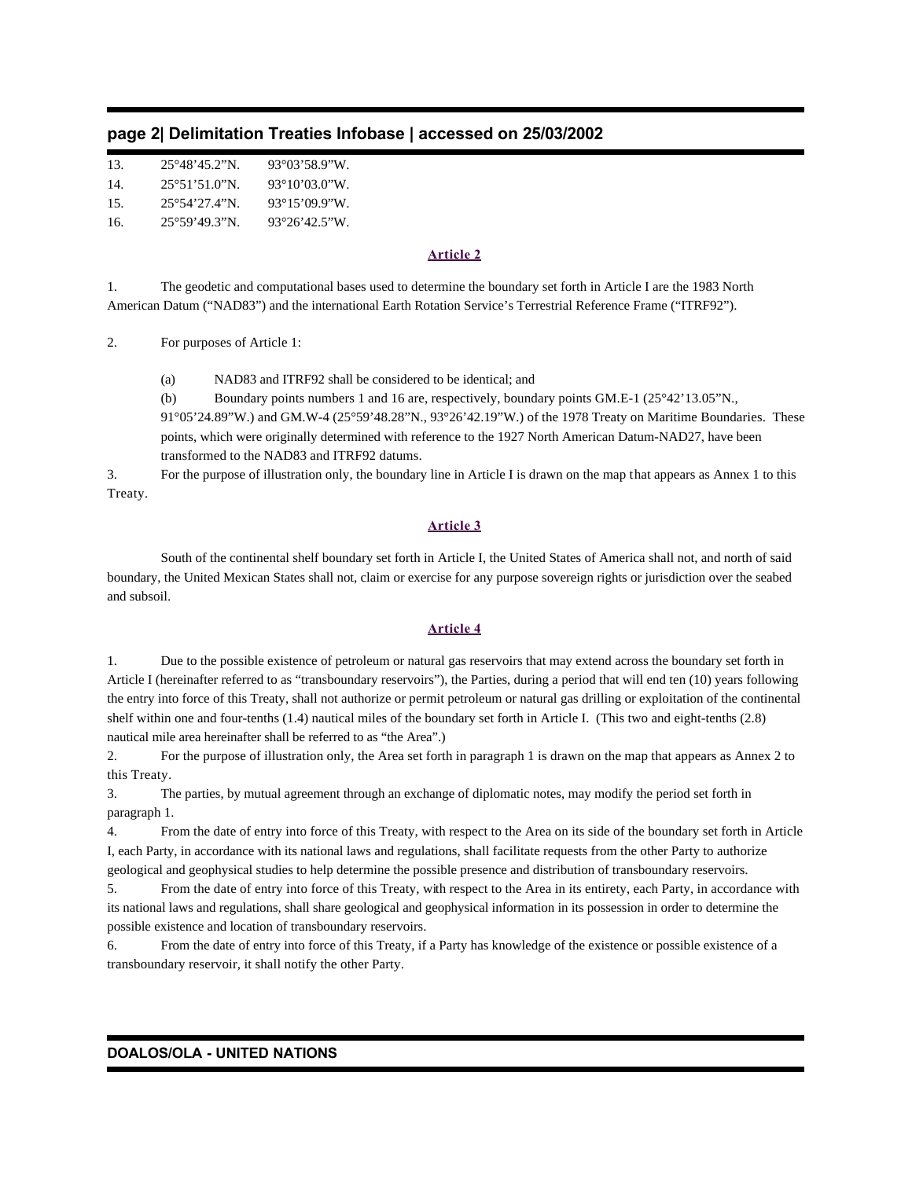| | | |
|---|---|---|
| 13. | 25°48’45.2”N. | 93°03’58.9”W. |
| 14. | 25°51’51.0”N. | 93°10’03.0”W. |
| 15. | 25°54’27.4”N. | 93°15’09.9”W. |
| 16. | 25°59’49.3”N. | 93°26’42.5”W. |

### Article 2

1. The geodetic and computational bases used to determine the boundary set forth in Article I are the 1983 North American Datum (“NAD83”) and the international Earth Rotation Service’s Terrestrial Reference Frame (“ITRF92”).

2. For purposes of Article 1:

   (a) NAD83 and ITRF92 shall be considered to be identical; and

   (b) Boundary points numbers 1 and 16 are, respectively, boundary points GM.E-1 (25°42’13.05”N., 91°05’24.89”W.) and GM.W-4 (25°59’48.28”N., 93°26’42.19”W.) of the 1978 Treaty on Maritime Boundaries. These points, which were originally determined with reference to the 1927 North American Datum-NAD27, have been transformed to the NAD83 and ITRF92 datums.

3. For the purpose of illustration only, the boundary line in Article I is drawn on the map that appears as Annex 1 to this Treaty.

### Article 3

South of the continental shelf boundary set forth in Article I, the United States of America shall not, and north of said boundary, the United Mexican States shall not, claim or exercise for any purpose sovereign rights or jurisdiction over the seabed and subsoil.

### Article 4

1. Due to the possible existence of petroleum or natural gas reservoirs that may extend across the boundary set forth in Article I (hereinafter referred to as “transboundary reservoirs”), the Parties, during a period that will end ten (10) years following the entry into force of this Treaty, shall not authorize or permit petroleum or natural gas drilling or exploitation of the continental shelf within one and four-tenths (1.4) nautical miles of the boundary set forth in Article I. (This two and eight-tenths (2.8) nautical mile area hereinafter shall be referred to as “the Area”.)

2. For the purpose of illustration only, the Area set forth in paragraph 1 is drawn on the map that appears as Annex 2 to this Treaty.

3. The parties, by mutual agreement through an exchange of diplomatic notes, may modify the period set forth in paragraph 1.

4. From the date of entry into force of this Treaty, with respect to the Area on its side of the boundary set forth in Article I, each Party, in accordance with its national laws and regulations, shall facilitate requests from the other Party to authorize geological and geophysical studies to help determine the possible presence and distribution of transboundary reservoirs.

5. From the date of entry into force of this Treaty, with respect to the Area in its entirety, each Party, in accordance with its national laws and regulations, shall share geological and geophysical information in its possession in order to determine the possible existence and location of transboundary reservoirs.

6. From the date of entry into force of this Treaty, if a Party has knowledge of the existence or possible existence of a transboundary reservoir, it shall notify the other Party.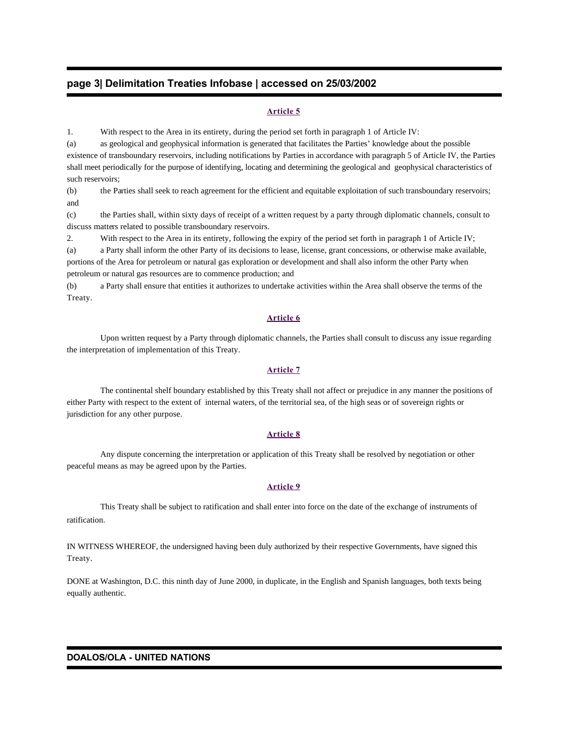## Article 5

1. With respect to the Area in its entirety, during the period set forth in paragraph 1 of Article IV:

(a) as geological and geophysical information is generated that facilitates the Parties' knowledge about the possible existence of transboundary reservoirs, including notifications by Parties in accordance with paragraph 5 of Article IV, the Parties shall meet periodically for the purpose of identifying, locating and determining the geological and geophysical characteristics of such reservoirs;

(b) the Parties shall seek to reach agreement for the efficient and equitable exploitation of such transboundary reservoirs; and

(c) the Parties shall, within sixty days of receipt of a written request by a party through diplomatic channels, consult to discuss matters related to possible transboundary reservoirs.

2. With respect to the Area in its entirety, following the expiry of the period set forth in paragraph 1 of Article IV;

(a) a Party shall inform the other Party of its decisions to lease, license, grant concessions, or otherwise make available, portions of the Area for petroleum or natural gas exploration or development and shall also inform the other Party when petroleum or natural gas resources are to commence production; and

(b) a Party shall ensure that entities it authorizes to undertake activities within the Area shall observe the terms of the Treaty.

## Article 6

Upon written request by a Party through diplomatic channels, the Parties shall consult to discuss any issue regarding the interpretation of implementation of this Treaty.

## Article 7

The continental shelf boundary established by this Treaty shall not affect or prejudice in any manner the positions of either Party with respect to the extent of internal waters, of the territorial sea, of the high seas or of sovereign rights or jurisdiction for any other purpose.

## Article 8

Any dispute concerning the interpretation or application of this Treaty shall be resolved by negotiation or other peaceful means as may be agreed upon by the Parties.

## Article 9

This Treaty shall be subject to ratification and shall enter into force on the date of the exchange of instruments of ratification.

IN WITNESS WHEREOF, the undersigned having been duly authorized by their respective Governments, have signed this Treaty.

DONE at Washington, D.C. this ninth day of June 2000, in duplicate, in the English and Spanish languages, both texts being equally authentic.